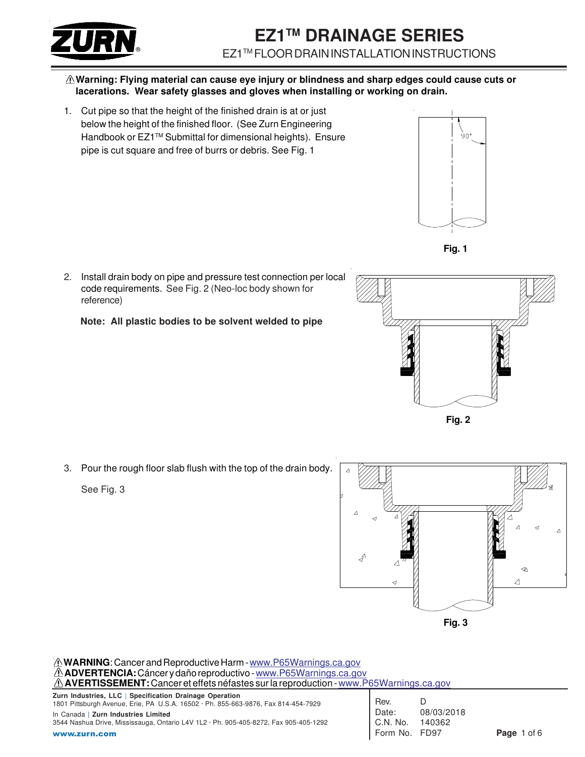# EZ1™ DRAINAGE SERIES

## EZ1™ FLOOR DRAIN INSTALLATION INSTRUCTIONS

⚠ **Warning: Flying material can cause eye injury or blindness and sharp edges could cause cuts or lacerations. Wear safety glasses and gloves when installing or working on drain.**

1. Cut pipe so that the height of the finished drain is at or just below the height of the finished floor. (See Zurn Engineering Handbook or EZ1™ Submittal for dimensional heights). Ensure pipe is cut square and free of burrs or debris. See Fig. 1

90°

**Fig. 1**

2. Install drain body on pipe and pressure test connection per local code requirements. See Fig. 2 (Neo-loc body shown for reference)

   **Note: All plastic bodies to be solvent welded to pipe**

**Fig. 2**

3. Pour the rough floor slab flush with the top of the drain body.

   See Fig. 3

**Fig. 3**

⚠ **WARNING**: Cancer and Reproductive Harm - www.P65Warnings.ca.gov
⚠ **ADVERTENCIA:** Cáncer y daño reproductivo - www.P65Warnings.ca.gov
⚠ **AVERTISSEMENT:** Cancer et effets néfastes sur la reproduction - www.P65Warnings.ca.gov

**Zurn Industries, LLC** | **Specification Drainage Operation**
1801 Pittsburgh Avenue, Erie, PA U.S.A. 16502 · Ph. 855-663-9876, Fax 814-454-7929
In Canada | **Zurn Industries Limited**
3544 Nashua Drive, Mississauga, Ontario L4V 1L2 · Ph. 905-405-8272, Fax 905-405-1292
**www.zurn.com**

| | |
|---|---|
| Rev. | D |
| Date: | 08/03/2018 |
| C.N. No. | 140362 |
| Form No. | FD97 |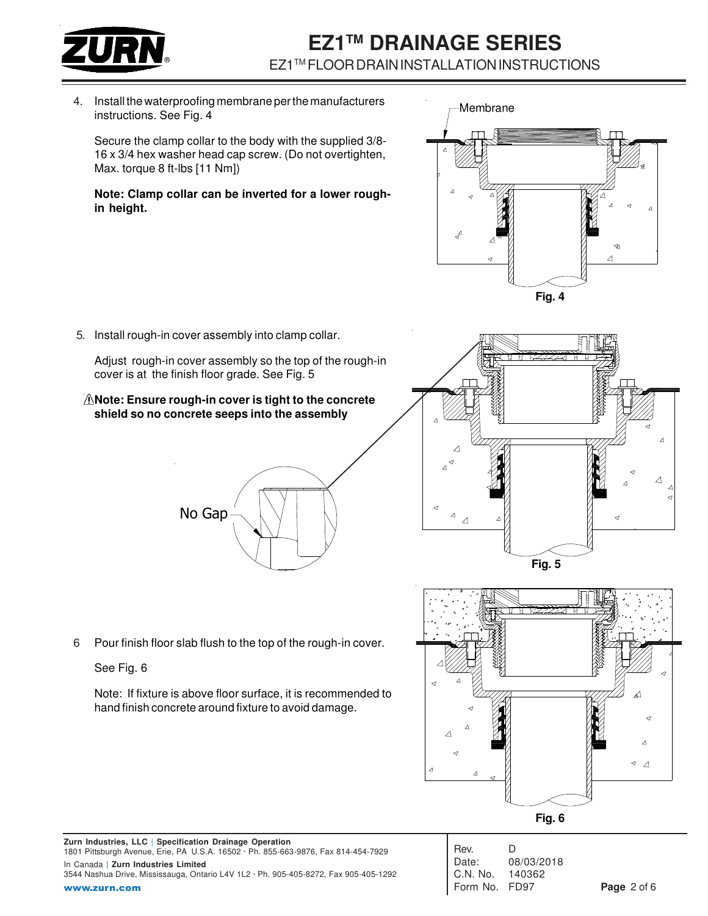4. Install the waterproofing membrane per the manufacturers instructions. See Fig. 4

   Secure the clamp collar to the body with the supplied 3/8-16 x 3/4 hex washer head cap screw. (Do not overtighten, Max. torque 8 ft-lbs [11 Nm])

   **Note: Clamp collar can be inverted for a lower rough-in height.**

Membrane

Fig. 4

5. Install rough-in cover assembly into clamp collar.

   Adjust rough-in cover assembly so the top of the rough-in cover is at the finish floor grade. See Fig. 5

   ⚠**Note: Ensure rough-in cover is tight to the concrete shield so no concrete seeps into the assembly**

No Gap

Fig. 5

6. Pour finish floor slab flush to the top of the rough-in cover.

   See Fig. 6

   Note: If fixture is above floor surface, it is recommended to hand finish concrete around fixture to avoid damage.

Fig. 6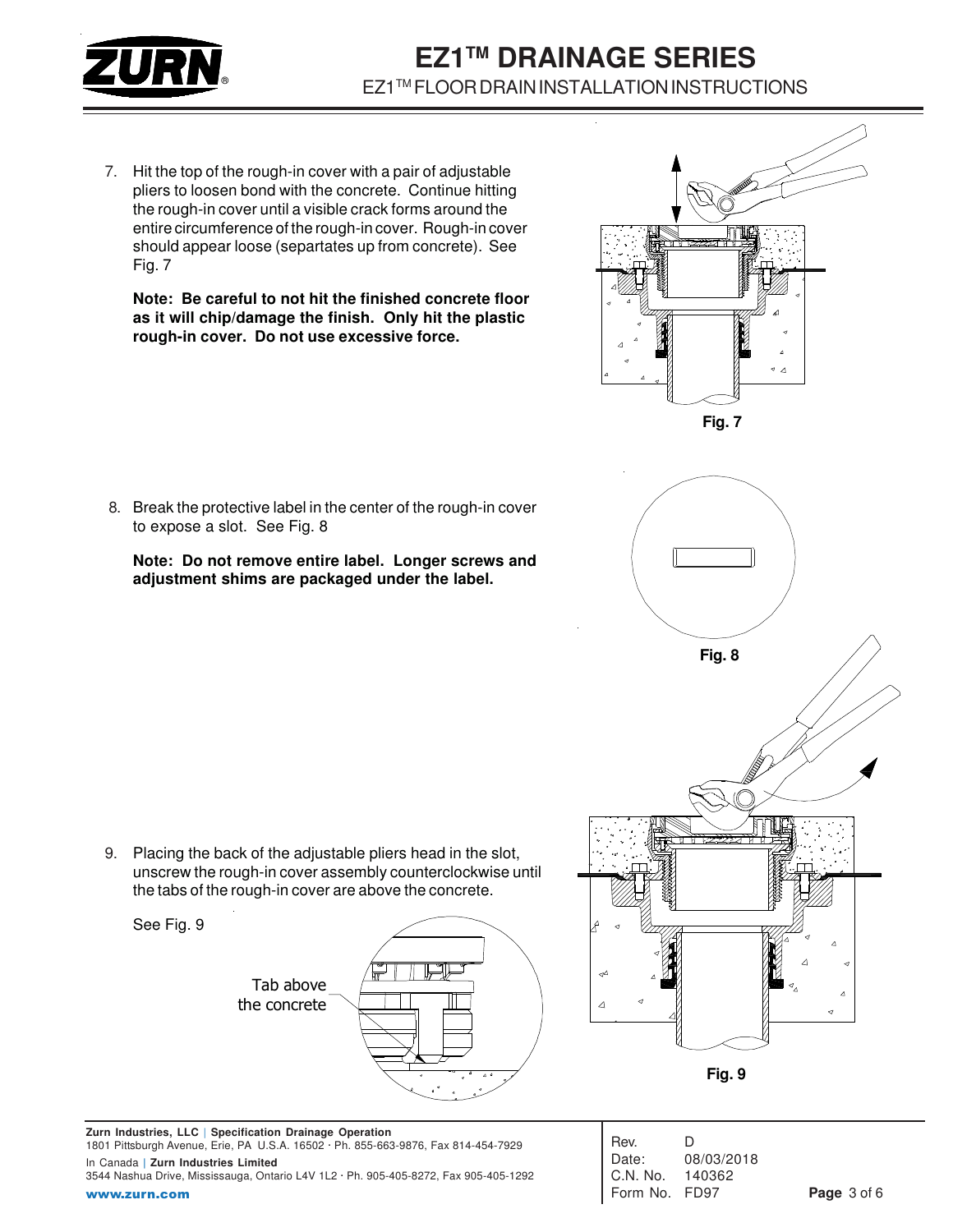7. Hit the top of the rough-in cover with a pair of adjustable pliers to loosen bond with the concrete. Continue hitting the rough-in cover until a visible crack forms around the entire circumference of the rough-in cover. Rough-in cover should appear loose (separtates up from concrete). See Fig. 7

   **Note: Be careful to not hit the finished concrete floor as it will chip/damage the finish. Only hit the plastic rough-in cover. Do not use excessive force.**

Fig. 7

8. Break the protective label in the center of the rough-in cover to expose a slot. See Fig. 8

   **Note: Do not remove entire label. Longer screws and adjustment shims are packaged under the label.**

Fig. 8

9. Placing the back of the adjustable pliers head in the slot, unscrew the rough-in cover assembly counterclockwise until the tabs of the rough-in cover are above the concrete.

   See Fig. 9

Tab above the concrete

Fig. 9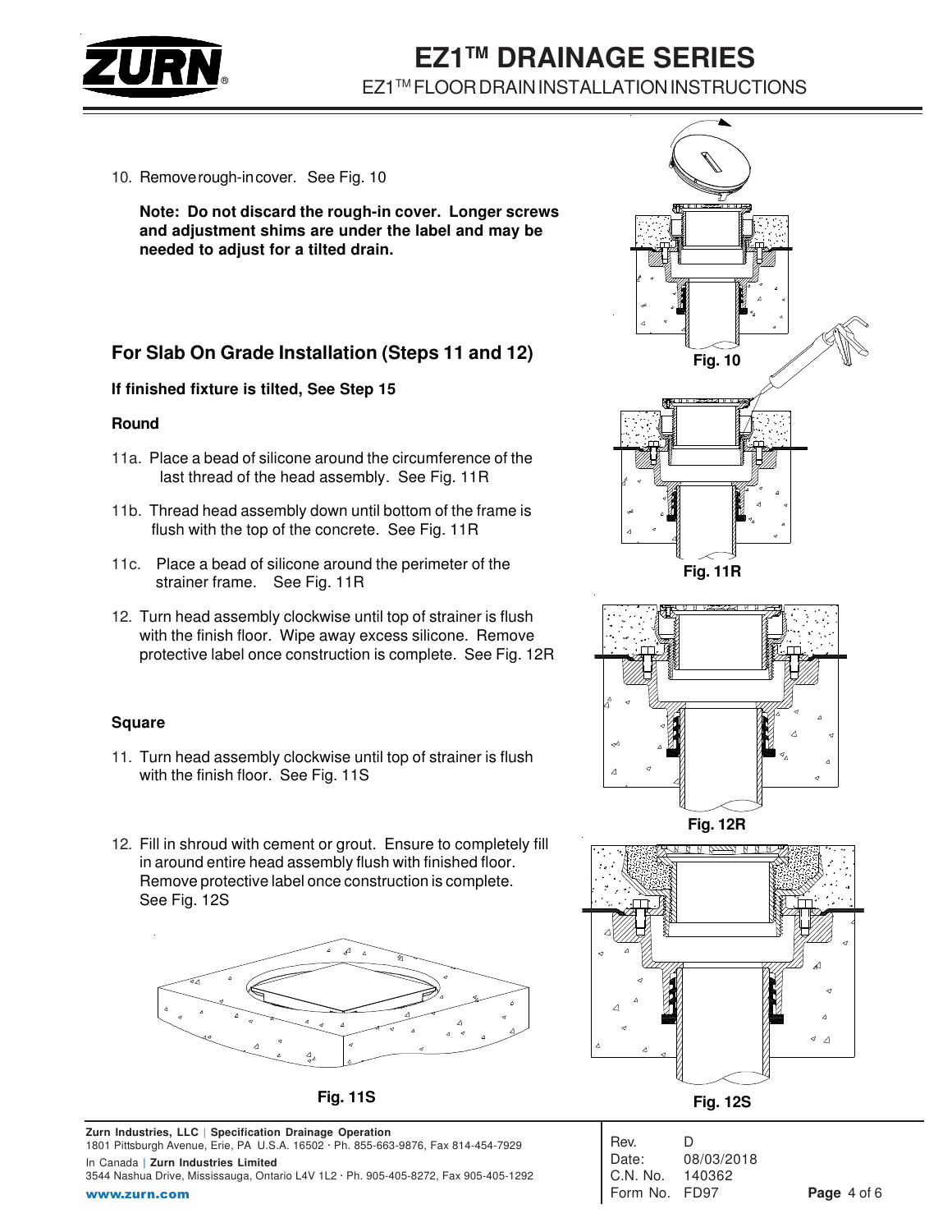10. Remove rough-in cover. See Fig. 10

    **Note: Do not discard the rough-in cover. Longer screws and adjustment shims are under the label and may be needed to adjust for a tilted drain.**

Fig. 10

## For Slab On Grade Installation (Steps 11 and 12)

**If finished fixture is tilted, See Step 15**

### Round

11a. Place a bead of silicone around the circumference of the last thread of the head assembly. See Fig. 11R

11b. Thread head assembly down until bottom of the frame is flush with the top of the concrete. See Fig. 11R

11c. Place a bead of silicone around the perimeter of the strainer frame. See Fig. 11R

12. Turn head assembly clockwise until top of strainer is flush with the finish floor. Wipe away excess silicone. Remove protective label once construction is complete. See Fig. 12R

Fig. 11R

Fig. 12R

### Square

11. Turn head assembly clockwise until top of strainer is flush with the finish floor. See Fig. 11S

12. Fill in shroud with cement or grout. Ensure to completely fill in around entire head assembly flush with finished floor. Remove protective label once construction is complete. See Fig. 12S

Fig. 11S

Fig. 12S

**Zurn Industries, LLC | Specification Drainage Operation**
1801 Pittsburgh Avenue, Erie, PA U.S.A. 16502 · Ph. 855-663-9876, Fax 814-454-7929
In Canada | **Zurn Industries Limited**
3544 Nashua Drive, Mississauga, Ontario L4V 1L2 · Ph. 905-405-8272, Fax 905-405-1292
**www.zurn.com**

Rev. D
Date: 08/03/2018
C.N. No. 140362
Form No. FD97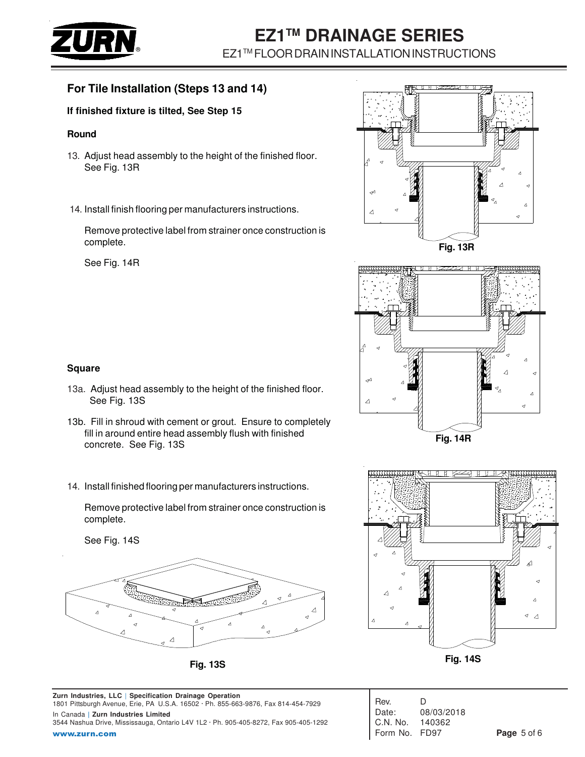## For Tile Installation (Steps 13 and 14)

**If finished fixture is tilted, See Step 15**

### Round

13. Adjust head assembly to the height of the finished floor. See Fig. 13R

14. Install finish flooring per manufacturers instructions.

    Remove protective label from strainer once construction is complete.

    See Fig. 14R

### Square

13a. Adjust head assembly to the height of the finished floor. See Fig. 13S

13b. Fill in shroud with cement or grout. Ensure to completely fill in around entire head assembly flush with finished concrete. See Fig. 13S

14. Install finished flooring per manufacturers instructions.

    Remove protective label from strainer once construction is complete.

    See Fig. 14S

Fig. 13R

Fig. 14R

Fig. 13S

Fig. 14S

**Zurn Industries, LLC** | **Specification Drainage Operation**
1801 Pittsburgh Avenue, Erie, PA U.S.A. 16502 · Ph. 855-663-9876, Fax 814-454-7929
In Canada | **Zurn Industries Limited**
3544 Nashua Drive, Mississauga, Ontario L4V 1L2 · Ph. 905-405-8272, Fax 905-405-1292
**www.zurn.com**

Rev. D
Date: 08/03/2018
C.N. No. 140362
Form No. FD97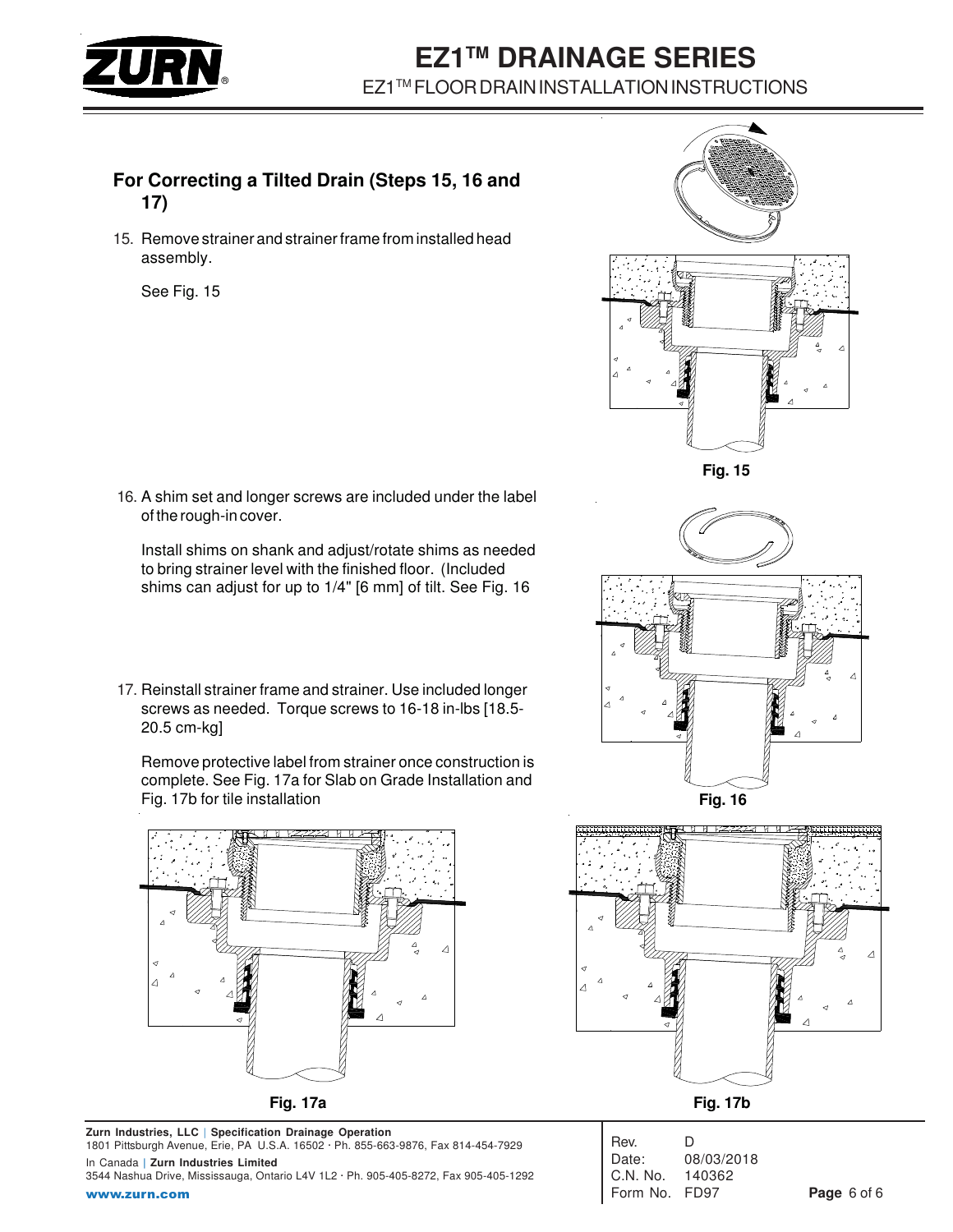## For Correcting a Tilted Drain (Steps 15, 16 and 17)

15. Remove strainer and strainer frame from installed head assembly.

    See Fig. 15

Fig. 15

16. A shim set and longer screws are included under the label of the rough-in cover.

    Install shims on shank and adjust/rotate shims as needed to bring strainer level with the finished floor. (Included shims can adjust for up to 1/4" [6 mm] of tilt. See Fig. 16

Fig. 16

17. Reinstall strainer frame and strainer. Use included longer screws as needed. Torque screws to 16-18 in-lbs [18.5-20.5 cm-kg]

    Remove protective label from strainer once construction is complete. See Fig. 17a for Slab on Grade Installation and Fig. 17b for tile installation

Fig. 17a

Fig. 17b

**Zurn Industries, LLC** | **Specification Drainage Operation**
1801 Pittsburgh Avenue, Erie, PA U.S.A. 16502 · Ph. 855-663-9876, Fax 814-454-7929
In Canada | **Zurn Industries Limited**
3544 Nashua Drive, Mississauga, Ontario L4V 1L2 · Ph. 905-405-8272, Fax 905-405-1292
**www.zurn.com**

| | |
|---|---|
| Rev. | D |
| Date: | 08/03/2018 |
| C.N. No. | 140362 |
| Form No. | FD97 |